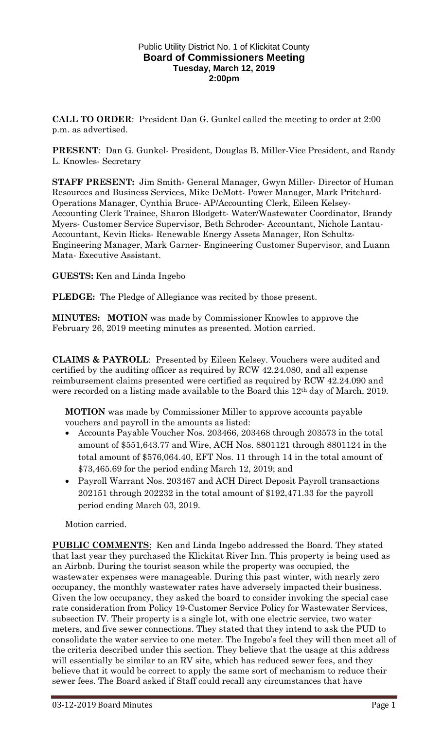Public Utility District No. 1 of Klickitat County

**Board of Commissioners Meeting**

**Tuesday, March 12, 2019**

**2:00pm**

**CALL TO ORDER**: President Dan G. Gunkel called the meeting to order at 2:00 p.m. as advertised.

**PRESENT**: Dan G. Gunkel- President, Douglas B. Miller-Vice President, and Randy L. Knowles- Secretary

**STAFF PRESENT:** Jim Smith- General Manager, Gwyn Miller- Director of Human Resources and Business Services, Mike DeMott- Power Manager, Mark Pritchard-Operations Manager, Cynthia Bruce- AP/Accounting Clerk, Eileen Kelsey-Accounting Clerk Trainee, Sharon Blodgett- Water/Wastewater Coordinator, Brandy Myers- Customer Service Supervisor, Beth Schroder- Accountant, Nichole Lantau-Accountant, Kevin Ricks- Renewable Energy Assets Manager, Ron Schultz-Engineering Manager, Mark Garner- Engineering Customer Supervisor, and Luann Mata- Executive Assistant.

**GUESTS:** Ken and Linda Ingebo

**PLEDGE:** The Pledge of Allegiance was recited by those present.

**MINUTES: MOTION** was made by Commissioner Knowles to approve the February 26, 2019 meeting minutes as presented. Motion carried.

**CLAIMS & PAYROLL**: Presented by Eileen Kelsey. Vouchers were audited and certified by the auditing officer as required by RCW 42.24.080, and all expense reimbursement claims presented were certified as required by RCW 42.24.090 and were recorded on a listing made available to the Board this 12th day of March, 2019.

**MOTION** was made by Commissioner Miller to approve accounts payable vouchers and payroll in the amounts as listed:

- Accounts Payable Voucher Nos. 203466, 203468 through 203573 in the total amount of $551,643.77 and Wire, ACH Nos. 8801121 through 8801124 in the total amount of $576,064.40, EFT Nos. 11 through 14 in the total amount of $73,465.69 for the period ending March 12, 2019; and
- Payroll Warrant Nos. 203467 and ACH Direct Deposit Payroll transactions 202151 through 202232 in the total amount of $192,471.33 for the payroll period ending March 03, 2019.

Motion carried.

**PUBLIC COMMENTS**: Ken and Linda Ingebo addressed the Board. They stated that last year they purchased the Klickitat River Inn. This property is being used as an Airbnb. During the tourist season while the property was occupied, the wastewater expenses were manageable. During this past winter, with nearly zero occupancy, the monthly wastewater rates have adversely impacted their business. Given the low occupancy, they asked the board to consider invoking the special case rate consideration from Policy 19-Customer Service Policy for Wastewater Services, subsection IV. Their property is a single lot, with one electric service, two water meters, and five sewer connections. They stated that they intend to ask the PUD to consolidate the water service to one meter. The Ingebo's feel they will then meet all of the criteria described under this section. They believe that the usage at this address will essentially be similar to an RV site, which has reduced sewer fees, and they believe that it would be correct to apply the same sort of mechanism to reduce their sewer fees. The Board asked if Staff could recall any circumstances that have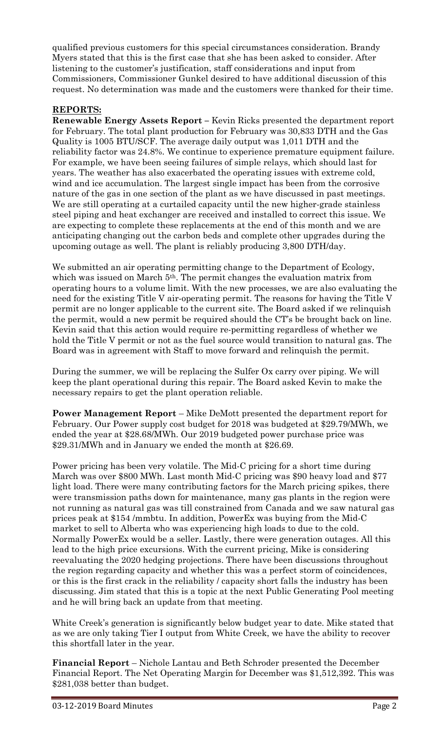qualified previous customers for this special circumstances consideration. Brandy Myers stated that this is the first case that she has been asked to consider. After listening to the customer's justification, staff considerations and input from Commissioners, Commissioner Gunkel desired to have additional discussion of this request. No determination was made and the customers were thanked for their time.

## REPORTS:

**Renewable Energy Assets Report** – Kevin Ricks presented the department report for February. The total plant production for February was 30,833 DTH and the Gas Quality is 1005 BTU/SCF. The average daily output was 1,011 DTH and the reliability factor was 24.8%. We continue to experience premature equipment failure. For example, we have been seeing failures of simple relays, which should last for years. The weather has also exacerbated the operating issues with extreme cold, wind and ice accumulation. The largest single impact has been from the corrosive nature of the gas in one section of the plant as we have discussed in past meetings. We are still operating at a curtailed capacity until the new higher-grade stainless steel piping and heat exchanger are received and installed to correct this issue. We are expecting to complete these replacements at the end of this month and we are anticipating changing out the carbon beds and complete other upgrades during the upcoming outage as well. The plant is reliably producing 3,800 DTH/day.

We submitted an air operating permitting change to the Department of Ecology, which was issued on March 5th. The permit changes the evaluation matrix from operating hours to a volume limit. With the new processes, we are also evaluating the need for the existing Title V air-operating permit. The reasons for having the Title V permit are no longer applicable to the current site. The Board asked if we relinquish the permit, would a new permit be required should the CT's be brought back on line. Kevin said that this action would require re-permitting regardless of whether we hold the Title V permit or not as the fuel source would transition to natural gas. The Board was in agreement with Staff to move forward and relinquish the permit.

During the summer, we will be replacing the Sulfer Ox carry over piping. We will keep the plant operational during this repair. The Board asked Kevin to make the necessary repairs to get the plant operation reliable.

**Power Management Report** – Mike DeMott presented the department report for February. Our Power supply cost budget for 2018 was budgeted at $29.79/MWh, we ended the year at $28.68/MWh. Our 2019 budgeted power purchase price was $29.31/MWh and in January we ended the month at $26.69.

Power pricing has been very volatile. The Mid-C pricing for a short time during March was over $800 MWh. Last month Mid-C pricing was $90 heavy load and $77 light load. There were many contributing factors for the March pricing spikes, there were transmission paths down for maintenance, many gas plants in the region were not running as natural gas was till constrained from Canada and we saw natural gas prices peak at $154 /mmbtu. In addition, PowerEx was buying from the Mid-C market to sell to Alberta who was experiencing high loads to due to the cold. Normally PowerEx would be a seller. Lastly, there were generation outages. All this lead to the high price excursions. With the current pricing, Mike is considering reevaluating the 2020 hedging projections. There have been discussions throughout the region regarding capacity and whether this was a perfect storm of coincidences, or this is the first crack in the reliability / capacity short falls the industry has been discussing. Jim stated that this is a topic at the next Public Generating Pool meeting and he will bring back an update from that meeting.

White Creek's generation is significantly below budget year to date. Mike stated that as we are only taking Tier I output from White Creek, we have the ability to recover this shortfall later in the year.

**Financial Report** – Nichole Lantau and Beth Schroder presented the December Financial Report. The Net Operating Margin for December was $1,512,392. This was $281,038 better than budget.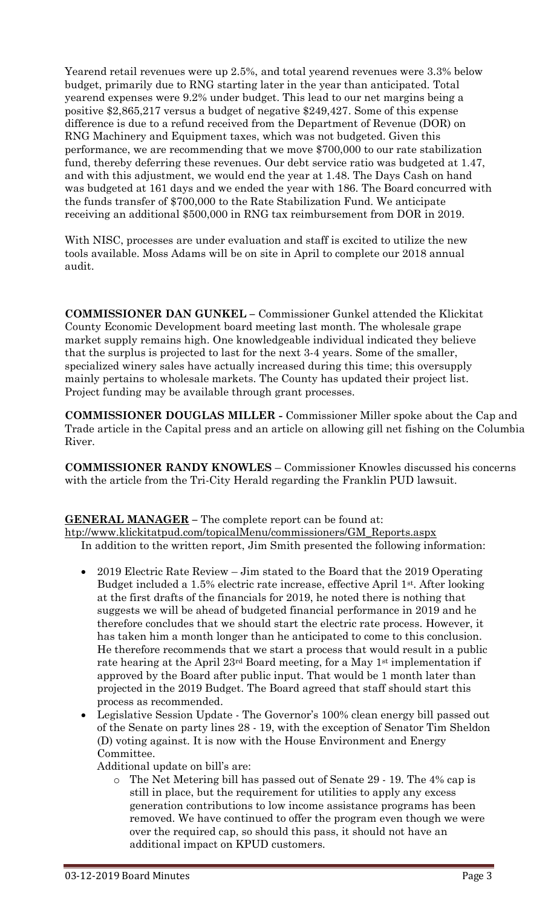Yearend retail revenues were up 2.5%, and total yearend revenues were 3.3% below budget, primarily due to RNG starting later in the year than anticipated. Total yearend expenses were 9.2% under budget. This lead to our net margins being a positive $2,865,217 versus a budget of negative $249,427. Some of this expense difference is due to a refund received from the Department of Revenue (DOR) on RNG Machinery and Equipment taxes, which was not budgeted. Given this performance, we are recommending that we move $700,000 to our rate stabilization fund, thereby deferring these revenues. Our debt service ratio was budgeted at 1.47, and with this adjustment, we would end the year at 1.48. The Days Cash on hand was budgeted at 161 days and we ended the year with 186. The Board concurred with the funds transfer of $700,000 to the Rate Stabilization Fund. We anticipate receiving an additional $500,000 in RNG tax reimbursement from DOR in 2019.

With NISC, processes are under evaluation and staff is excited to utilize the new tools available. Moss Adams will be on site in April to complete our 2018 annual audit.

**COMMISSIONER DAN GUNKEL** – Commissioner Gunkel attended the Klickitat County Economic Development board meeting last month. The wholesale grape market supply remains high. One knowledgeable individual indicated they believe that the surplus is projected to last for the next 3-4 years. Some of the smaller, specialized winery sales have actually increased during this time; this oversupply mainly pertains to wholesale markets. The County has updated their project list. Project funding may be available through grant processes.

**COMMISSIONER DOUGLAS MILLER -** Commissioner Miller spoke about the Cap and Trade article in the Capital press and an article on allowing gill net fishing on the Columbia River.

**COMMISSIONER RANDY KNOWLES** – Commissioner Knowles discussed his concerns with the article from the Tri-City Herald regarding the Franklin PUD lawsuit.

**GENERAL MANAGER** – The complete report can be found at: http://www.klickitatpud.com/topicalMenu/commissioners/GM_Reports.aspx
In addition to the written report, Jim Smith presented the following information:

- 2019 Electric Rate Review – Jim stated to the Board that the 2019 Operating Budget included a 1.5% electric rate increase, effective April 1st. After looking at the first drafts of the financials for 2019, he noted there is nothing that suggests we will be ahead of budgeted financial performance in 2019 and he therefore concludes that we should start the electric rate process. However, it has taken him a month longer than he anticipated to come to this conclusion. He therefore recommends that we start a process that would result in a public rate hearing at the April 23rd Board meeting, for a May 1st implementation if approved by the Board after public input. That would be 1 month later than projected in the 2019 Budget. The Board agreed that staff should start this process as recommended.
- Legislative Session Update - The Governor's 100% clean energy bill passed out of the Senate on party lines 28 - 19, with the exception of Senator Tim Sheldon (D) voting against. It is now with the House Environment and Energy Committee.
  Additional update on bill's are:
  - The Net Metering bill has passed out of Senate 29 - 19. The 4% cap is still in place, but the requirement for utilities to apply any excess generation contributions to low income assistance programs has been removed. We have continued to offer the program even though we were over the required cap, so should this pass, it should not have an additional impact on KPUD customers.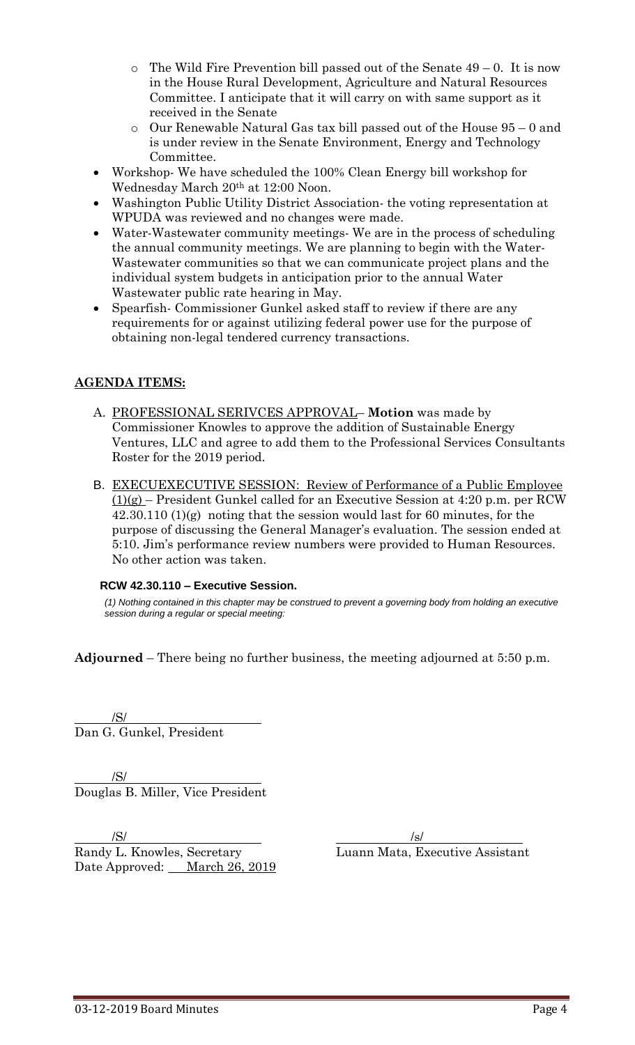- The Wild Fire Prevention bill passed out of the Senate 49 – 0. It is now in the House Rural Development, Agriculture and Natural Resources Committee. I anticipate that it will carry on with same support as it received in the Senate
  - Our Renewable Natural Gas tax bill passed out of the House 95 – 0 and is under review in the Senate Environment, Energy and Technology Committee.
- Workshop- We have scheduled the 100% Clean Energy bill workshop for Wednesday March 20th at 12:00 Noon.
- Washington Public Utility District Association- the voting representation at WPUDA was reviewed and no changes were made.
- Water-Wastewater community meetings- We are in the process of scheduling the annual community meetings. We are planning to begin with the Water-Wastewater communities so that we can communicate project plans and the individual system budgets in anticipation prior to the annual Water Wastewater public rate hearing in May.
- Spearfish- Commissioner Gunkel asked staff to review if there are any requirements for or against utilizing federal power use for the purpose of obtaining non-legal tendered currency transactions.

## AGENDA ITEMS:

A. PROFESSIONAL SERIVCES APPROVAL– **Motion** was made by Commissioner Knowles to approve the addition of Sustainable Energy Ventures, LLC and agree to add them to the Professional Services Consultants Roster for the 2019 period.

B. EXECUEXECUTIVE SESSION: Review of Performance of a Public Employee (1)(g) – President Gunkel called for an Executive Session at 4:20 p.m. per RCW 42.30.110 (1)(g) noting that the session would last for 60 minutes, for the purpose of discussing the General Manager's evaluation. The session ended at 5:10. Jim's performance review numbers were provided to Human Resources. No other action was taken.

**RCW 42.30.110 – Executive Session.**

*(1) Nothing contained in this chapter may be construed to prevent a governing body from holding an executive session during a regular or special meeting:*

**Adjourned** – There being no further business, the meeting adjourned at 5:50 p.m.

/S/
Dan G. Gunkel, President

/S/
Douglas B. Miller, Vice President

/S/
Randy L. Knowles, Secretary
Date Approved: March 26, 2019

/s/
Luann Mata, Executive Assistant